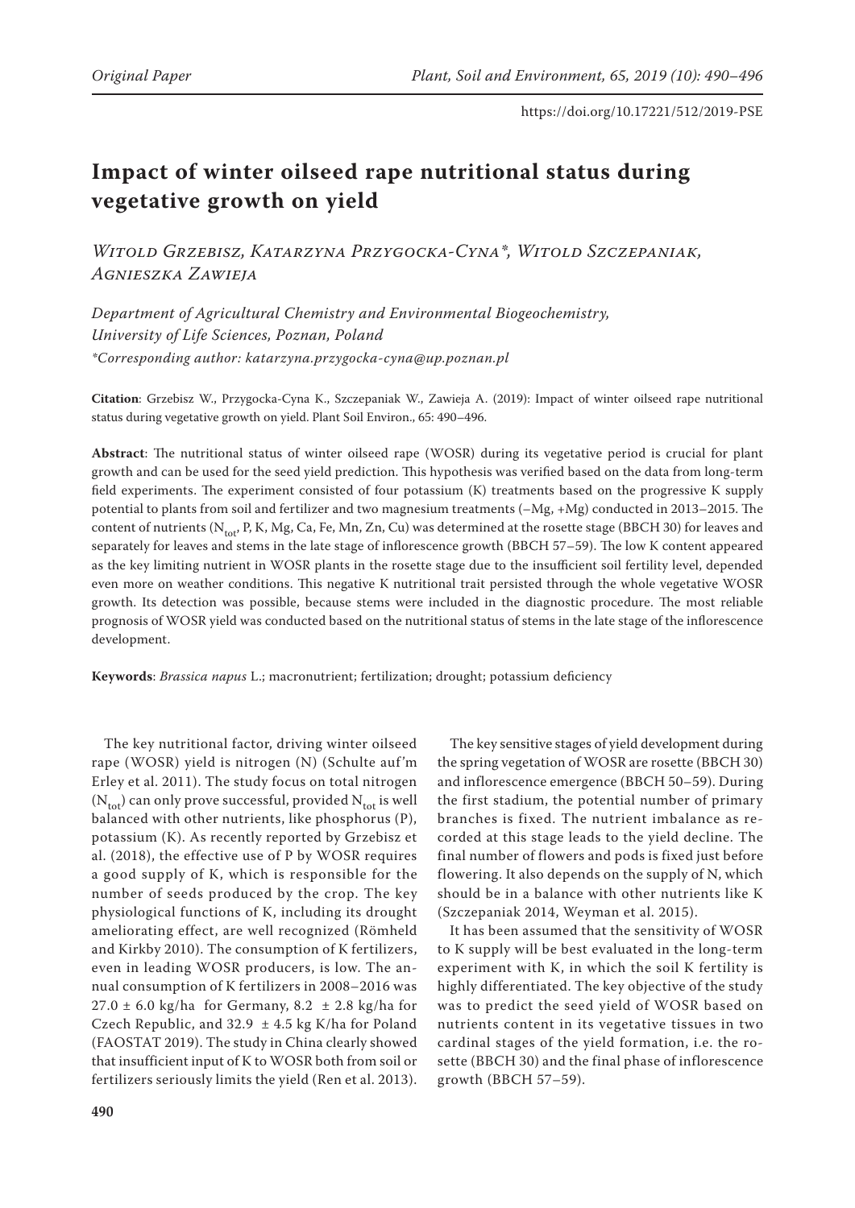Original Paper

https://doi.org/10.17221/512/2019-PSE

# Impact of winter oilseed rape nutritional status during vegetative growth on yield

*Witold Grzebisz, Katarzyna Przygocka-Cyna\*, Witold Szczepaniak, Agnieszka Zawieja*

*Department of Agricultural Chemistry and Environmental Biogeochemistry, University of Life Sciences, Poznan, Poland*
*\*Corresponding author: katarzyna.przygocka-cyna@up.poznan.pl*

**Citation**: Grzebisz W., Przygocka-Cyna K., Szczepaniak W., Zawieja A. (2019): Impact of winter oilseed rape nutritional status during vegetative growth on yield. Plant Soil Environ., 65: 490–496.

**Abstract**: The nutritional status of winter oilseed rape (WOSR) during its vegetative period is crucial for plant growth and can be used for the seed yield prediction. This hypothesis was verified based on the data from long-term field experiments. The experiment consisted of four potassium (K) treatments based on the progressive K supply potential to plants from soil and fertilizer and two magnesium treatments (–Mg, +Mg) conducted in 2013–2015. The content of nutrients ($N_{tot}$, P, K, Mg, Ca, Fe, Mn, Zn, Cu) was determined at the rosette stage (BBCH 30) for leaves and separately for leaves and stems in the late stage of inflorescence growth (BBCH 57–59). The low K content appeared as the key limiting nutrient in WOSR plants in the rosette stage due to the insufficient soil fertility level, depended even more on weather conditions. This negative K nutritional trait persisted through the whole vegetative WOSR growth. Its detection was possible, because stems were included in the diagnostic procedure. The most reliable prognosis of WOSR yield was conducted based on the nutritional status of stems in the late stage of the inflorescence development.

**Keywords**: *Brassica napus* L.; macronutrient; fertilization; drought; potassium deficiency

The key nutritional factor, driving winter oilseed rape (WOSR) yield is nitrogen (N) (Schulte auf'm Erley et al. 2011). The study focus on total nitrogen ($N_{tot}$) can only prove successful, provided $N_{tot}$ is well balanced with other nutrients, like phosphorus (P), potassium (K). As recently reported by Grzebisz et al. (2018), the effective use of P by WOSR requires a good supply of K, which is responsible for the number of seeds produced by the crop. The key physiological functions of K, including its drought ameliorating effect, are well recognized (Römheld and Kirkby 2010). The consumption of K fertilizers, even in leading WOSR producers, is low. The annual consumption of K fertilizers in 2008–2016 was 27.0 ± 6.0 kg/ha for Germany, 8.2 ± 2.8 kg/ha for Czech Republic, and 32.9 ± 4.5 kg K/ha for Poland (FAOSTAT 2019). The study in China clearly showed that insufficient input of K to WOSR both from soil or fertilizers seriously limits the yield (Ren et al. 2013).

The key sensitive stages of yield development during the spring vegetation of WOSR are rosette (BBCH 30) and inflorescence emergence (BBCH 50–59). During the first stadium, the potential number of primary branches is fixed. The nutrient imbalance as recorded at this stage leads to the yield decline. The final number of flowers and pods is fixed just before flowering. It also depends on the supply of N, which should be in a balance with other nutrients like K (Szczepaniak 2014, Weyman et al. 2015).

It has been assumed that the sensitivity of WOSR to K supply will be best evaluated in the long-term experiment with K, in which the soil K fertility is highly differentiated. The key objective of the study was to predict the seed yield of WOSR based on nutrients content in its vegetative tissues in two cardinal stages of the yield formation, i.e. the rosette (BBCH 30) and the final phase of inflorescence growth (BBCH 57–59).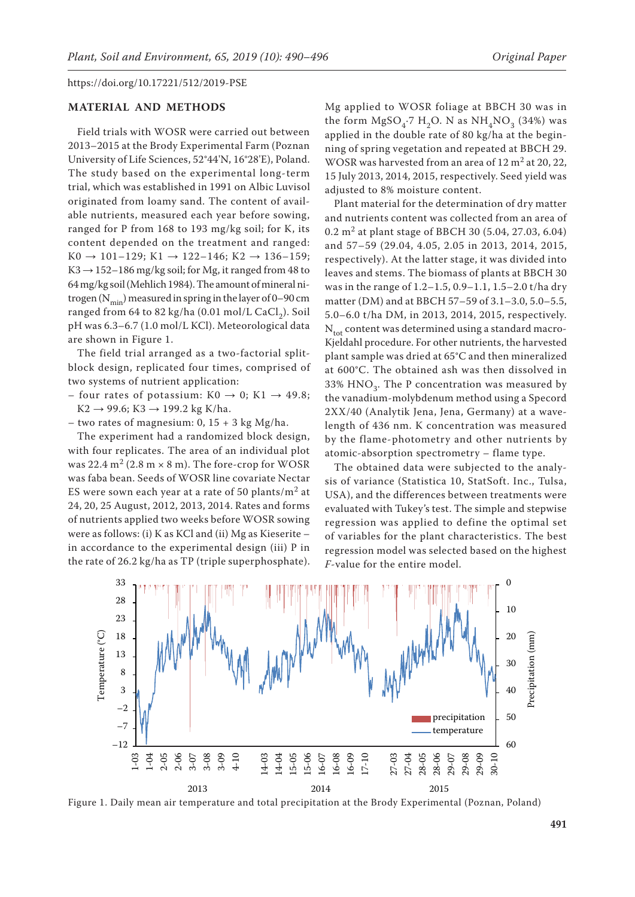https://doi.org/10.17221/512/2019-PSE

## MATERIAL AND METHODS

Field trials with WOSR were carried out between 2013–2015 at the Brody Experimental Farm (Poznan University of Life Sciences, 52°44'N, 16°28'E), Poland. The study based on the experimental long-term trial, which was established in 1991 on Albic Luvisol originated from loamy sand. The content of available nutrients, measured each year before sowing, ranged for P from 168 to 193 mg/kg soil; for K, its content depended on the treatment and ranged: K0 → 101–129; K1 → 122–146; K2 → 136–159; K3 → 152–186 mg/kg soil; for Mg, it ranged from 48 to 64 mg/kg soil (Mehlich 1984). The amount of mineral nitrogen ($N_{min}$) measured in spring in the layer of 0–90 cm ranged from 64 to 82 kg/ha (0.01 mol/L $CaCl_2$). Soil pH was 6.3–6.7 (1.0 mol/L KCl). Meteorological data are shown in Figure 1.

The field trial arranged as a two-factorial split-block design, replicated four times, comprised of two systems of nutrient application:

- four rates of potassium: K0 → 0; K1 → 49.8; K2 → 99.6; K3 → 199.2 kg K/ha.
- two rates of magnesium: 0, 15 + 3 kg Mg/ha.

The experiment had a randomized block design, with four replicates. The area of an individual plot was 22.4 m$^2$ (2.8 m × 8 m). The fore-crop for WOSR was faba bean. Seeds of WOSR line covariate Nectar ES were sown each year at a rate of 50 plants/m$^2$ at 24, 20, 25 August, 2012, 2013, 2014. Rates and forms of nutrients applied two weeks before WOSR sowing were as follows: (i) K as KCl and (ii) Mg as Kieserite – in accordance to the experimental design (iii) P in the rate of 26.2 kg/ha as TP (triple superphosphate). Mg applied to WOSR foliage at BBCH 30 was in the form $MgSO_4 \cdot 7\ H_2O$. N as $NH_4NO_3$ (34%) was applied in the double rate of 80 kg/ha at the beginning of spring vegetation and repeated at BBCH 29. WOSR was harvested from an area of 12 m$^2$ at 20, 22, 15 July 2013, 2014, 2015, respectively. Seed yield was adjusted to 8% moisture content.

Plant material for the determination of dry matter and nutrients content was collected from an area of 0.2 m$^2$ at plant stage of BBCH 30 (5.04, 27.03, 6.04) and 57–59 (29.04, 4.05, 2.05 in 2013, 2014, 2015, respectively). At the latter stage, it was divided into leaves and stems. The biomass of plants at BBCH 30 was in the range of 1.2–1.5, 0.9–1.1, 1.5–2.0 t/ha dry matter (DM) and at BBCH 57–59 of 3.1–3.0, 5.0–5.5, 5.0–6.0 t/ha DM, in 2013, 2014, 2015, respectively. $N_{tot}$ content was determined using a standard macro-Kjeldahl procedure. For other nutrients, the harvested plant sample was dried at 65°C and then mineralized at 600°C. The obtained ash was then dissolved in 33% $HNO_3$. The P concentration was measured by the vanadium-molybdenum method using a Specord 2XX/40 (Analytik Jena, Jena, Germany) at a wavelength of 436 nm. K concentration was measured by the flame-photometry and other nutrients by atomic-absorption spectrometry – flame type.

The obtained data were subjected to the analysis of variance (Statistica 10, StatSoft. Inc., Tulsa, USA), and the differences between treatments were evaluated with Tukey's test. The simple and stepwise regression was applied to define the optimal set of variables for the plant characteristics. The best regression model was selected based on the highest *F*-value for the entire model.

Figure 1. Daily mean air temperature and total precipitation at the Brody Experimental (Poznan, Poland)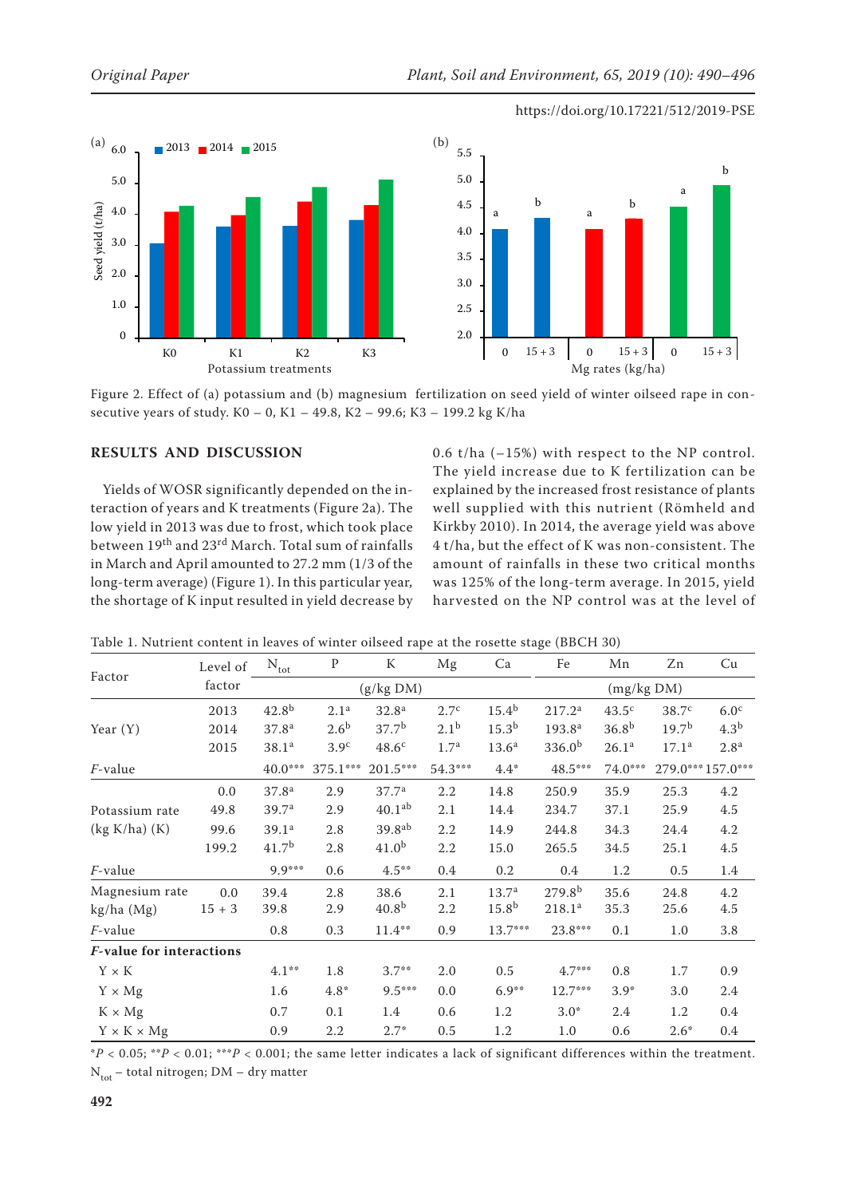Figure 2. Effect of (a) potassium and (b) magnesium fertilization on seed yield of winter oilseed rape in consecutive years of study. K0 – 0, K1 – 49.8, K2 – 99.6; K3 – 199.2 kg K/ha

## RESULTS AND DISCUSSION

Yields of WOSR significantly depended on the interaction of years and K treatments (Figure 2a). The low yield in 2013 was due to frost, which took place between 19th and 23rd March. Total sum of rainfalls in March and April amounted to 27.2 mm (1/3 of the long-term average) (Figure 1). In this particular year, the shortage of K input resulted in yield decrease by 0.6 t/ha (–15%) with respect to the NP control. The yield increase due to K fertilization can be explained by the increased frost resistance of plants well supplied with this nutrient (Römheld and Kirkby 2010). In 2014, the average yield was above 4 t/ha, but the effect of K was non-consistent. The amount of rainfalls in these two critical months was 125% of the long-term average. In 2015, yield harvested on the NP control was at the level of

Table 1. Nutrient content in leaves of winter oilseed rape at the rosette stage (BBCH 30)

| Factor | Level of factor | $N_{tot}$ | P | K | Mg | Ca | Fe | Mn | Zn | Cu |
|---|---|---|---|---|---|---|---|---|---|---|
| | | (g/kg DM) | | | | | (mg/kg DM) | | | |
| Year (Y) | 2013 | $42.8^b$ | $2.1^a$ | $32.8^a$ | $2.7^c$ | $15.4^b$ | $217.2^a$ | $43.5^c$ | $38.7^c$ | $6.0^c$ |
| | 2014 | $37.8^a$ | $2.6^b$ | $37.7^b$ | $2.1^b$ | $15.3^b$ | $193.8^a$ | $36.8^b$ | $19.7^b$ | $4.3^b$ |
| | 2015 | $38.1^a$ | $3.9^c$ | $48.6^c$ | $1.7^a$ | $13.6^a$ | $336.0^b$ | $26.1^a$ | $17.1^a$ | $2.8^a$ |
| *F*-value | | 40.0*** | 375.1*** | 201.5*** | 54.3*** | 4.4* | 48.5*** | 74.0*** | 279.0*** | 157.0*** |
| Potassium rate (kg K/ha) (K) | 0.0 | $37.8^a$ | 2.9 | $37.7^a$ | 2.2 | 14.8 | 250.9 | 35.9 | 25.3 | 4.2 |
| | 49.8 | $39.7^a$ | 2.9 | $40.1^{ab}$ | 2.1 | 14.4 | 234.7 | 37.1 | 25.9 | 4.5 |
| | 99.6 | $39.1^a$ | 2.8 | $39.8^{ab}$ | 2.2 | 14.9 | 244.8 | 34.3 | 24.4 | 4.2 |
| | 199.2 | $41.7^b$ | 2.8 | $41.0^b$ | 2.2 | 15.0 | 265.5 | 34.5 | 25.1 | 4.5 |
| *F*-value | | 9.9*** | 0.6 | 4.5** | 0.4 | 0.2 | 0.4 | 1.2 | 0.5 | 1.4 |
| Magnesium rate kg/ha (Mg) | 0.0 | 39.4 | 2.8 | 38.6 | 2.1 | $13.7^a$ | $279.8^b$ | 35.6 | 24.8 | 4.2 |
| | 15 + 3 | 39.8 | 2.9 | $40.8^b$ | 2.2 | $15.8^b$ | $218.1^a$ | 35.3 | 25.6 | 4.5 |
| *F*-value | | 0.8 | 0.3 | 11.4** | 0.9 | 13.7*** | 23.8*** | 0.1 | 1.0 | 3.8 |
| ***F*-value for interactions** | | | | | | | | | | |
| Y × K | | 4.1** | 1.8 | 3.7** | 2.0 | 0.5 | 4.7*** | 0.8 | 1.7 | 0.9 |
| Y × Mg | | 1.6 | 4.8* | 9.5*** | 0.0 | 6.9** | 12.7*** | 3.9* | 3.0 | 2.4 |
| K × Mg | | 0.7 | 0.1 | 1.4 | 0.6 | 1.2 | 3.0* | 2.4 | 1.2 | 0.4 |
| Y × K × Mg | | 0.9 | 2.2 | 2.7* | 0.5 | 1.2 | 1.0 | 0.6 | 2.6* | 0.4 |

*$P < 0.05$; **$P < 0.01$; ***$P < 0.001$; the same letter indicates a lack of significant differences within the treatment. $N_{tot}$ – total nitrogen; DM – dry matter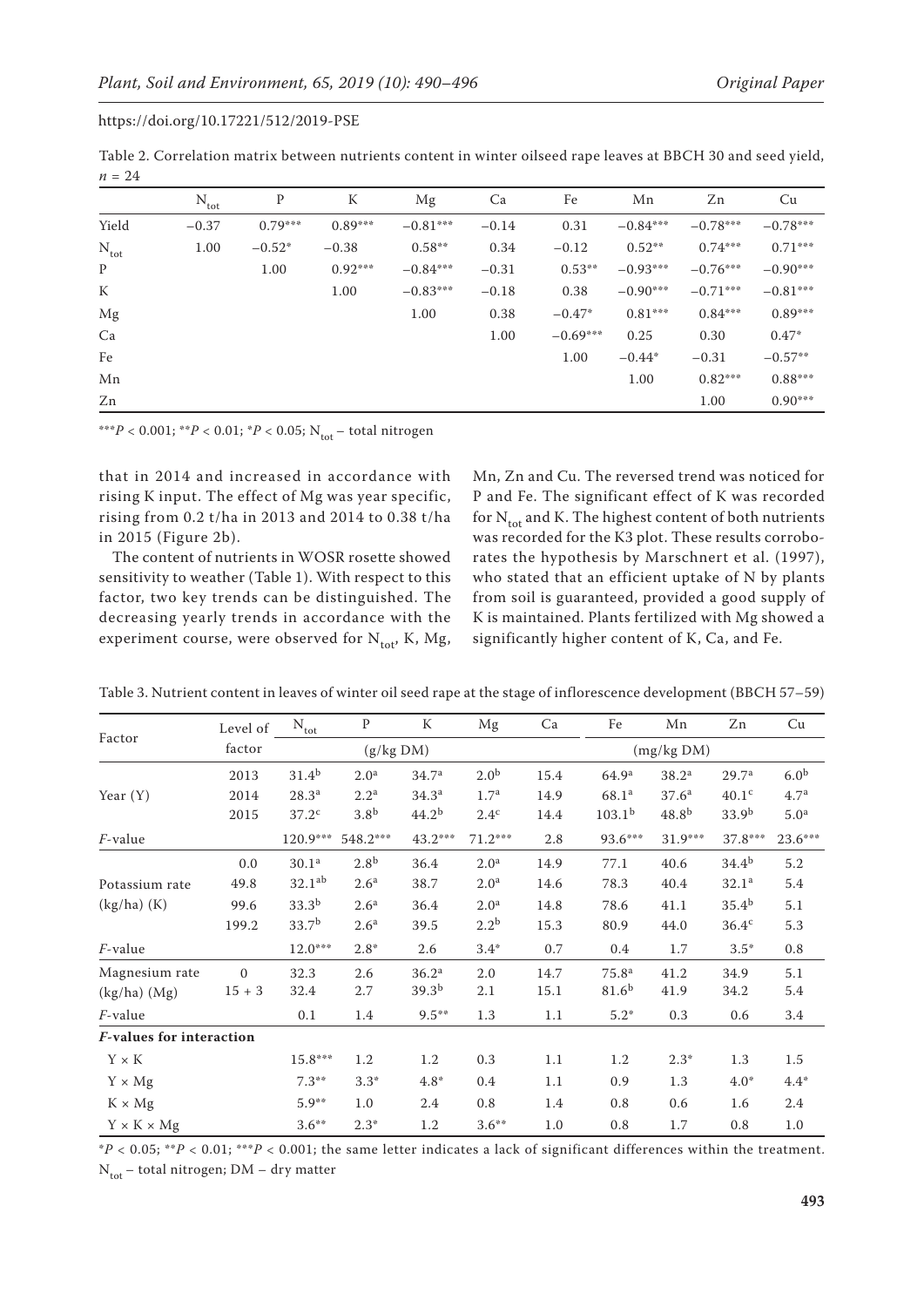Table 2. Correlation matrix between nutrients content in winter oilseed rape leaves at BBCH 30 and seed yield, $n = 24$

| | $N_{tot}$ | P | K | Mg | Ca | Fe | Mn | Zn | Cu |
|---|---|---|---|---|---|---|---|---|---|
| Yield | −0.37 | 0.79*** | 0.89*** | −0.81*** | −0.14 | 0.31 | −0.84*** | −0.78*** | −0.78*** |
| $N_{tot}$ | 1.00 | −0.52* | −0.38 | 0.58** | 0.34 | −0.12 | 0.52** | 0.74*** | 0.71*** |
| P | | 1.00 | 0.92*** | −0.84*** | −0.31 | 0.53** | −0.93*** | −0.76*** | −0.90*** |
| K | | | 1.00 | −0.83*** | −0.18 | 0.38 | −0.90*** | −0.71*** | −0.81*** |
| Mg | | | | 1.00 | 0.38 | −0.47* | 0.81*** | 0.84*** | 0.89*** |
| Ca | | | | | 1.00 | −0.69*** | 0.25 | 0.30 | 0.47* |
| Fe | | | | | | 1.00 | −0.44* | −0.31 | −0.57** |
| Mn | | | | | | | 1.00 | 0.82*** | 0.88*** |
| Zn | | | | | | | | 1.00 | 0.90*** |

***$P < 0.001$; **$P < 0.01$; *$P < 0.05$; $N_{tot}$ – total nitrogen

that in 2014 and increased in accordance with rising K input. The effect of Mg was year specific, rising from 0.2 t/ha in 2013 and 2014 to 0.38 t/ha in 2015 (Figure 2b).

The content of nutrients in WOSR rosette showed sensitivity to weather (Table 1). With respect to this factor, two key trends can be distinguished. The decreasing yearly trends in accordance with the experiment course, were observed for $N_{tot}$, K, Mg, Mn, Zn and Cu. The reversed trend was noticed for P and Fe. The significant effect of K was recorded for $N_{tot}$ and K. The highest content of both nutrients was recorded for the K3 plot. These results corroborates the hypothesis by Marschnert et al. (1997), who stated that an efficient uptake of N by plants from soil is guaranteed, provided a good supply of K is maintained. Plants fertilized with Mg showed a significantly higher content of K, Ca, and Fe.

Table 3. Nutrient content in leaves of winter oil seed rape at the stage of inflorescence development (BBCH 57–59)

| Factor | Level of factor | $N_{tot}$ | P | K | Mg | Ca | Fe | Mn | Zn | Cu |
|---|---|---|---|---|---|---|---|---|---|---|
| | | (g/kg DM) | | | | | (mg/kg DM) | | | |
| Year (Y) | 2013 | 31.4[b] | 2.0[a] | 34.7[a] | 2.0[b] | 15.4 | 64.9[a] | 38.2[a] | 29.7[a] | 6.0[b] |
| | 2014 | 28.3[a] | 2.2[a] | 34.3[a] | 1.7[a] | 14.9 | 68.1[a] | 37.6[a] | 40.1[c] | 4.7[a] |
| | 2015 | 37.2[c] | 3.8[b] | 44.2[b] | 2.4[c] | 14.4 | 103.1[b] | 48.8[b] | 33.9[b] | 5.0[a] |
| *F*-value | | 120.9*** | 548.2*** | 43.2*** | 71.2*** | 2.8 | 93.6*** | 31.9*** | 37.8*** | 23.6*** |
| Potassium rate (kg/ha) (K) | 0.0 | 30.1[a] | 2.8[b] | 36.4 | 2.0[a] | 14.9 | 77.1 | 40.6 | 34.4[b] | 5.2 |
| | 49.8 | 32.1[ab] | 2.6[a] | 38.7 | 2.0[a] | 14.6 | 78.3 | 40.4 | 32.1[a] | 5.4 |
| | 99.6 | 33.3[b] | 2.6[a] | 36.4 | 2.0[a] | 14.8 | 78.6 | 41.1 | 35.4[b] | 5.1 |
| | 199.2 | 33.7[b] | 2.6[a] | 39.5 | 2.2[b] | 15.3 | 80.9 | 44.0 | 36.4[c] | 5.3 |
| *F*-value | | 12.0*** | 2.8* | 2.6 | 3.4* | 0.7 | 0.4 | 1.7 | 3.5* | 0.8 |
| Magnesium rate (kg/ha) (Mg) | 0 | 32.3 | 2.6 | 36.2[a] | 2.0 | 14.7 | 75.8[a] | 41.2 | 34.9 | 5.1 |
| | 15 + 3 | 32.4 | 2.7 | 39.3[b] | 2.1 | 15.1 | 81.6[b] | 41.9 | 34.2 | 5.4 |
| *F*-value | | 0.1 | 1.4 | 9.5** | 1.3 | 1.1 | 5.2* | 0.3 | 0.6 | 3.4 |
| ***F*-values for interaction** | | | | | | | | | | |
| Y × K | | 15.8*** | 1.2 | 1.2 | 0.3 | 1.1 | 1.2 | 2.3* | 1.3 | 1.5 |
| Y × Mg | | 7.3** | 3.3* | 4.8* | 0.4 | 1.1 | 0.9 | 1.3 | 4.0* | 4.4* |
| K × Mg | | 5.9** | 1.0 | 2.4 | 0.8 | 1.4 | 0.8 | 0.6 | 1.6 | 2.4 |
| Y × K × Mg | | 3.6** | 2.3* | 1.2 | 3.6** | 1.0 | 0.8 | 1.7 | 0.8 | 1.0 |

*$P < 0.05$; **$P < 0.01$; ***$P < 0.001$; the same letter indicates a lack of significant differences within the treatment. $N_{tot}$ – total nitrogen; DM – dry matter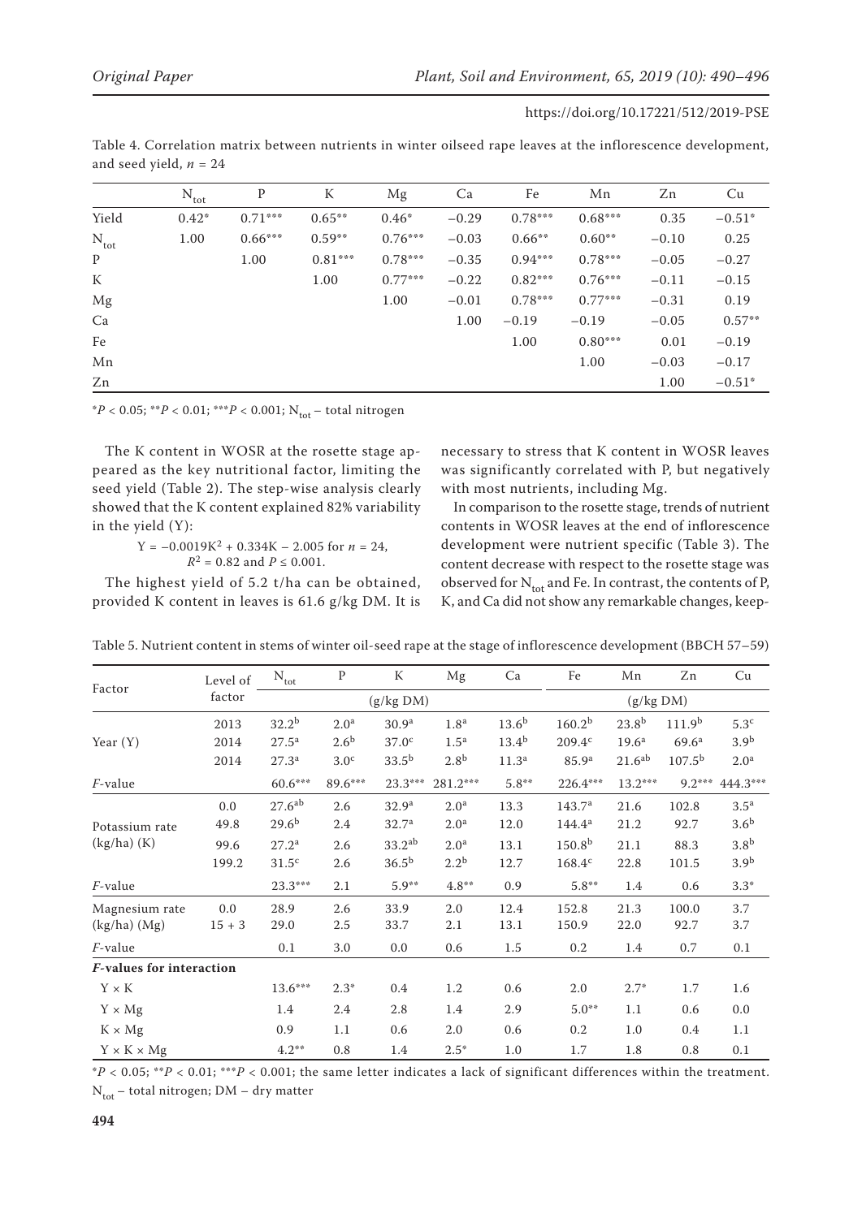Table 4. Correlation matrix between nutrients in winter oilseed rape leaves at the inflorescence development, and seed yield, $n$ = 24

| | $N_{tot}$ | P | K | Mg | Ca | Fe | Mn | Zn | Cu |
|---|---|---|---|---|---|---|---|---|---|
| Yield | 0.42* | 0.71*** | 0.65** | 0.46* | −0.29 | 0.78*** | 0.68*** | 0.35 | −0.51* |
| $N_{tot}$ | 1.00 | 0.66*** | 0.59** | 0.76*** | −0.03 | 0.66** | 0.60** | −0.10 | 0.25 |
| P | | 1.00 | 0.81*** | 0.78*** | −0.35 | 0.94*** | 0.78*** | −0.05 | −0.27 |
| K | | | 1.00 | 0.77*** | −0.22 | 0.82*** | 0.76*** | −0.11 | −0.15 |
| Mg | | | | 1.00 | −0.01 | 0.78*** | 0.77*** | −0.31 | 0.19 |
| Ca | | | | | 1.00 | −0.19 | −0.19 | −0.05 | 0.57** |
| Fe | | | | | | 1.00 | 0.80*** | 0.01 | −0.19 |
| Mn | | | | | | | 1.00 | −0.03 | −0.17 |
| Zn | | | | | | | | 1.00 | −0.51* |

*$P$ < 0.05; **$P$ < 0.01; ***$P$ < 0.001; $N_{tot}$ – total nitrogen

The K content in WOSR at the rosette stage appeared as the key nutritional factor, limiting the seed yield (Table 2). The step-wise analysis clearly showed that the K content explained 82% variability in the yield (Y):

$$Y = -0.0019K^2 + 0.334K - 2.005 \text{ for } n = 24, R^2 = 0.82 \text{ and } P \leq 0.001.$$

The highest yield of 5.2 t/ha can be obtained, provided K content in leaves is 61.6 g/kg DM. It is necessary to stress that K content in WOSR leaves was significantly correlated with P, but negatively with most nutrients, including Mg.

In comparison to the rosette stage, trends of nutrient contents in WOSR leaves at the end of inflorescence development were nutrient specific (Table 3). The content decrease with respect to the rosette stage was observed for $N_{tot}$ and Fe. In contrast, the contents of P, K, and Ca did not show any remarkable changes, keep-

Table 5. Nutrient content in stems of winter oil-seed rape at the stage of inflorescence development (BBCH 57–59)

| Factor | Level of factor | $N_{tot}$ | P | K | Mg | Ca | Fe | Mn | Zn | Cu |
|---|---|---|---|---|---|---|---|---|---|---|
| | | (g/kg DM) | | | | | (g/kg DM) | | | |
| Year (Y) | 2013 | 32.2[b] | 2.0[a] | 30.9[a] | 1.8[a] | 13.6[b] | 160.2[b] | 23.8[b] | 111.9[b] | 5.3[c] |
| | 2014 | 27.5[a] | 2.6[b] | 37.0[c] | 1.5[a] | 13.4[b] | 209.4[c] | 19.6[a] | 69.6[a] | 3.9[b] |
| | 2014 | 27.3[a] | 3.0[c] | 33.5[b] | 2.8[b] | 11.3[a] | 85.9[a] | 21.6[ab] | 107.5[b] | 2.0[a] |
| $F$-value | | 60.6*** | 89.6*** | 23.3*** | 281.2*** | 5.8** | 226.4*** | 13.2*** | 9.2*** | 444.3*** |
| Potassium rate (kg/ha) (K) | 0.0 | 27.6[ab] | 2.6 | 32.9[a] | 2.0[a] | 13.3 | 143.7[a] | 21.6 | 102.8 | 3.5[a] |
| | 49.8 | 29.6[b] | 2.4 | 32.7[a] | 2.0[a] | 12.0 | 144.4[a] | 21.2 | 92.7 | 3.6[b] |
| | 99.6 | 27.2[a] | 2.6 | 33.2[ab] | 2.0[a] | 13.1 | 150.8[b] | 21.1 | 88.3 | 3.8[b] |
| | 199.2 | 31.5[c] | 2.6 | 36.5[b] | 2.2[b] | 12.7 | 168.4[c] | 22.8 | 101.5 | 3.9[b] |
| $F$-value | | 23.3*** | 2.1 | 5.9** | 4.8** | 0.9 | 5.8** | 1.4 | 0.6 | 3.3* |
| Magnesium rate (kg/ha) (Mg) | 0.0 | 28.9 | 2.6 | 33.9 | 2.0 | 12.4 | 152.8 | 21.3 | 100.0 | 3.7 |
| | 15 + 3 | 29.0 | 2.5 | 33.7 | 2.1 | 13.1 | 150.9 | 22.0 | 92.7 | 3.7 |
| $F$-value | | 0.1 | 3.0 | 0.0 | 0.6 | 1.5 | 0.2 | 1.4 | 0.7 | 0.1 |
| ***F*-values for interaction** | | | | | | | | | | |
| Y × K | | 13.6*** | 2.3* | 0.4 | 1.2 | 0.6 | 2.0 | 2.7* | 1.7 | 1.6 |
| Y × Mg | | 1.4 | 2.4 | 2.8 | 1.4 | 2.9 | 5.0** | 1.1 | 0.6 | 0.0 |
| K × Mg | | 0.9 | 1.1 | 0.6 | 2.0 | 0.6 | 0.2 | 1.0 | 0.4 | 1.1 |
| Y × K × Mg | | 4.2** | 0.8 | 1.4 | 2.5* | 1.0 | 1.7 | 1.8 | 0.8 | 0.1 |

*$P$ < 0.05; **$P$ < 0.01; ***$P$ < 0.001; the same letter indicates a lack of significant differences within the treatment. $N_{tot}$ – total nitrogen; DM – dry matter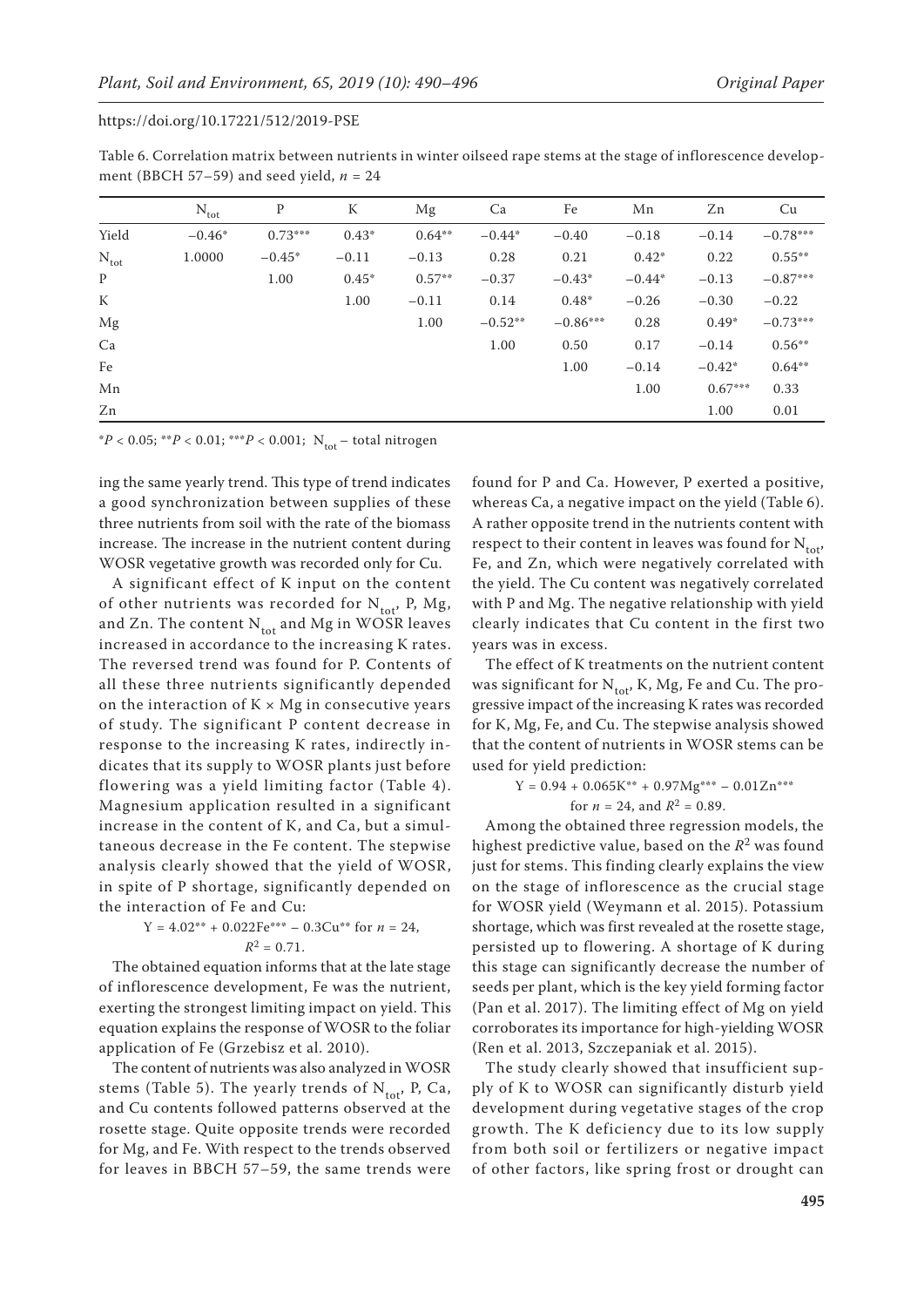Table 6. Correlation matrix between nutrients in winter oilseed rape stems at the stage of inflorescence development (BBCH 57–59) and seed yield, $n = 24$

|  | $N_{tot}$ | P | K | Mg | Ca | Fe | Mn | Zn | Cu |
|---|---|---|---|---|---|---|---|---|---|
| Yield | –0.46* | 0.73*** | 0.43* | 0.64** | –0.44* | –0.40 | –0.18 | –0.14 | –0.78*** |
| $N_{tot}$ | 1.0000 | –0.45* | –0.11 | –0.13 | 0.28 | 0.21 | 0.42* | 0.22 | 0.55** |
| P |  | 1.00 | 0.45* | 0.57** | –0.37 | –0.43* | –0.44* | –0.13 | –0.87*** |
| K |  |  | 1.00 | –0.11 | 0.14 | 0.48* | –0.26 | –0.30 | –0.22 |
| Mg |  |  |  | 1.00 | –0.52** | –0.86*** | 0.28 | 0.49* | –0.73*** |
| Ca |  |  |  |  | 1.00 | 0.50 | 0.17 | –0.14 | 0.56** |
| Fe |  |  |  |  |  | 1.00 | –0.14 | –0.42* | 0.64** |
| Mn |  |  |  |  |  |  | 1.00 | 0.67*** | 0.33 |
| Zn |  |  |  |  |  |  |  | 1.00 | 0.01 |

*$P < 0.05$; **$P < 0.01$; ***$P < 0.001$; $N_{tot}$ – total nitrogen

ing the same yearly trend. This type of trend indicates a good synchronization between supplies of these three nutrients from soil with the rate of the biomass increase. The increase in the nutrient content during WOSR vegetative growth was recorded only for Cu.

A significant effect of K input on the content of other nutrients was recorded for $N_{tot}$, P, Mg, and Zn. The content $N_{tot}$ and Mg in WOSR leaves increased in accordance to the increasing K rates. The reversed trend was found for P. Contents of all these three nutrients significantly depended on the interaction of K × Mg in consecutive years of study. The significant P content decrease in response to the increasing K rates, indirectly indicates that its supply to WOSR plants just before flowering was a yield limiting factor (Table 4). Magnesium application resulted in a significant increase in the content of K, and Ca, but a simultaneous decrease in the Fe content. The stepwise analysis clearly showed that the yield of WOSR, in spite of P shortage, significantly depended on the interaction of Fe and Cu:

$$Y = 4.02^{**} + 0.022Fe^{***} - 0.3Cu^{**} \text{ for } n = 24, R^2 = 0.71.$$

The obtained equation informs that at the late stage of inflorescence development, Fe was the nutrient, exerting the strongest limiting impact on yield. This equation explains the response of WOSR to the foliar application of Fe (Grzebisz et al. 2010).

The content of nutrients was also analyzed in WOSR stems (Table 5). The yearly trends of $N_{tot}$, P, Ca, and Cu contents followed patterns observed at the rosette stage. Quite opposite trends were recorded for Mg, and Fe. With respect to the trends observed for leaves in BBCH 57–59, the same trends were found for P and Ca. However, P exerted a positive, whereas Ca, a negative impact on the yield (Table 6). A rather opposite trend in the nutrients content with respect to their content in leaves was found for $N_{tot}$, Fe, and Zn, which were negatively correlated with the yield. The Cu content was negatively correlated with P and Mg. The negative relationship with yield clearly indicates that Cu content in the first two years was in excess.

The effect of K treatments on the nutrient content was significant for $N_{tot}$, K, Mg, Fe and Cu. The progressive impact of the increasing K rates was recorded for K, Mg, Fe, and Cu. The stepwise analysis showed that the content of nutrients in WOSR stems can be used for yield prediction:

$$Y = 0.94 + 0.065K^{**} + 0.97Mg^{***} - 0.01Zn^{***} \text{ for } n = 24, \text{ and } R^2 = 0.89.$$

Among the obtained three regression models, the highest predictive value, based on the $R^2$ was found just for stems. This finding clearly explains the view on the stage of inflorescence as the crucial stage for WOSR yield (Weymann et al. 2015). Potassium shortage, which was first revealed at the rosette stage, persisted up to flowering. A shortage of K during this stage can significantly decrease the number of seeds per plant, which is the key yield forming factor (Pan et al. 2017). The limiting effect of Mg on yield corroborates its importance for high-yielding WOSR (Ren et al. 2013, Szczepaniak et al. 2015).

The study clearly showed that insufficient supply of K to WOSR can significantly disturb yield development during vegetative stages of the crop growth. The K deficiency due to its low supply from both soil or fertilizers or negative impact of other factors, like spring frost or drought can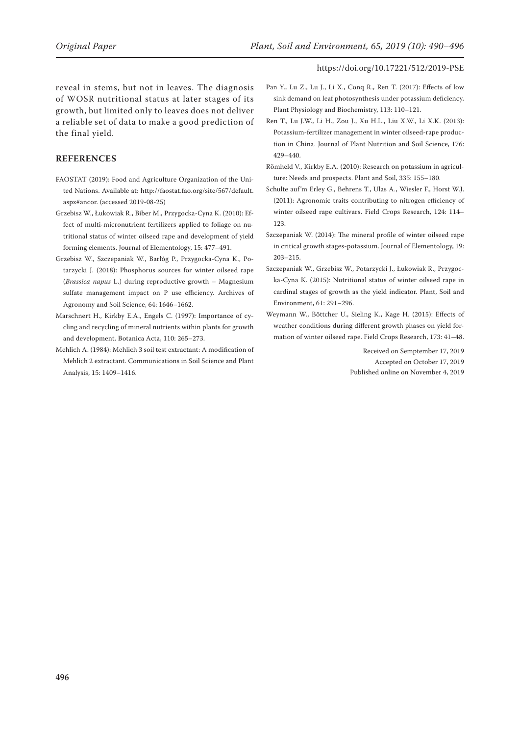reveal in stems, but not in leaves. The diagnosis of WOSR nutritional status at later stages of its growth, but limited only to leaves does not deliver a reliable set of data to make a good prediction of the final yield.

## REFERENCES

FAOSTAT (2019): Food and Agriculture Organization of the United Nations. Available at: http://faostat.fao.org/site/567/default.aspx#ancor. (accessed 2019-08-25)

Grzebisz W., Łukowiak R., Biber M., Przygocka-Cyna K. (2010): Effect of multi-micronutrient fertilizers applied to foliage on nutritional status of winter oilseed rape and development of yield forming elements. Journal of Elementology, 15: 477–491.

Grzebisz W., Szczepaniak W., Barłóg P., Przygocka-Cyna K., Potarzycki J. (2018): Phosphorus sources for winter oilseed rape (*Brassica napus* L.) during reproductive growth – Magnesium sulfate management impact on P use efficiency. Archives of Agronomy and Soil Science, 64: 1646–1662.

Marschnert H., Kirkby E.A., Engels C. (1997): Importance of cycling and recycling of mineral nutrients within plants for growth and development. Botanica Acta, 110: 265–273.

Mehlich A. (1984): Mehlich 3 soil test extractant: A modification of Mehlich 2 extractant. Communications in Soil Science and Plant Analysis, 15: 1409–1416.

Pan Y., Lu Z., Lu J., Li X., Conq R., Ren T. (2017): Effects of low sink demand on leaf photosynthesis under potassium deficiency. Plant Physiology and Biochemistry, 113: 110–121.

Ren T., Lu J.W., Li H., Zou J., Xu H.L., Liu X.W., Li X.K. (2013): Potassium-fertilizer management in winter oilseed-rape production in China. Journal of Plant Nutrition and Soil Science, 176: 429–440.

Römheld V., Kirkby E.A. (2010): Research on potassium in agriculture: Needs and prospects. Plant and Soil, 335: 155–180.

Schulte auf'm Erley G., Behrens T., Ulas A., Wiesler F., Horst W.J. (2011): Agronomic traits contributing to nitrogen efficiency of winter oilseed rape cultivars. Field Crops Research, 124: 114–123.

Szczepaniak W. (2014): The mineral profile of winter oilseed rape in critical growth stages-potassium. Journal of Elementology, 19: 203–215.

Szczepaniak W., Grzebisz W., Potarzycki J., Łukowiak R., Przygocka-Cyna K. (2015): Nutritional status of winter oilseed rape in cardinal stages of growth as the yield indicator. Plant, Soil and Environment, 61: 291–296.

Weymann W., Böttcher U., Sieling K., Kage H. (2015): Effects of weather conditions during different growth phases on yield formation of winter oilseed rape. Field Crops Research, 173: 41–48.

Received on Semptember 17, 2019
Accepted on October 17, 2019
Published online on November 4, 2019